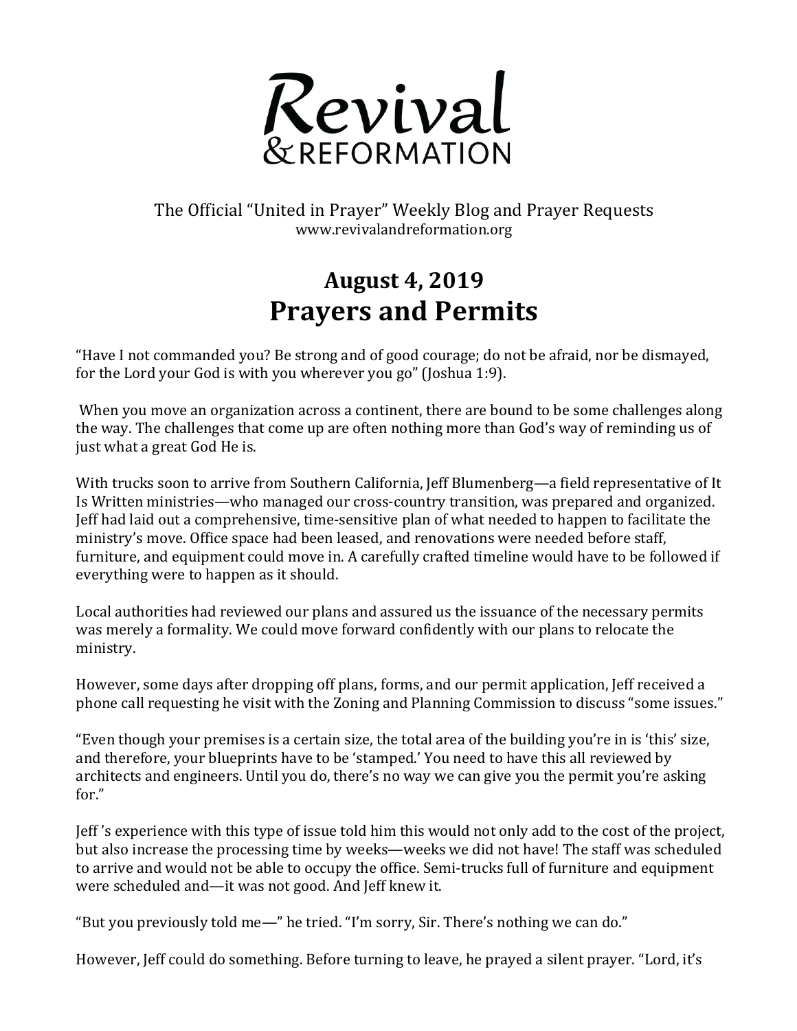# Revival & Reformation

The Official "United in Prayer" Weekly Blog and Prayer Requests
www.revivalandreformation.org

## August 4, 2019
## Prayers and Permits

"Have I not commanded you? Be strong and of good courage; do not be afraid, nor be dismayed, for the Lord your God is with you wherever you go" (Joshua 1:9).

When you move an organization across a continent, there are bound to be some challenges along the way. The challenges that come up are often nothing more than God's way of reminding us of just what a great God He is.

With trucks soon to arrive from Southern California, Jeff Blumenberg—a field representative of It Is Written ministries—who managed our cross-country transition, was prepared and organized. Jeff had laid out a comprehensive, time-sensitive plan of what needed to happen to facilitate the ministry's move. Office space had been leased, and renovations were needed before staff, furniture, and equipment could move in. A carefully crafted timeline would have to be followed if everything were to happen as it should.

Local authorities had reviewed our plans and assured us the issuance of the necessary permits was merely a formality. We could move forward confidently with our plans to relocate the ministry.

However, some days after dropping off plans, forms, and our permit application, Jeff received a phone call requesting he visit with the Zoning and Planning Commission to discuss "some issues."

"Even though your premises is a certain size, the total area of the building you're in is 'this' size, and therefore, your blueprints have to be 'stamped.' You need to have this all reviewed by architects and engineers. Until you do, there's no way we can give you the permit you're asking for."

Jeff 's experience with this type of issue told him this would not only add to the cost of the project, but also increase the processing time by weeks—weeks we did not have! The staff was scheduled to arrive and would not be able to occupy the office. Semi-trucks full of furniture and equipment were scheduled and—it was not good. And Jeff knew it.

"But you previously told me—" he tried. "I'm sorry, Sir. There's nothing we can do."

However, Jeff could do something. Before turning to leave, he prayed a silent prayer. "Lord, it's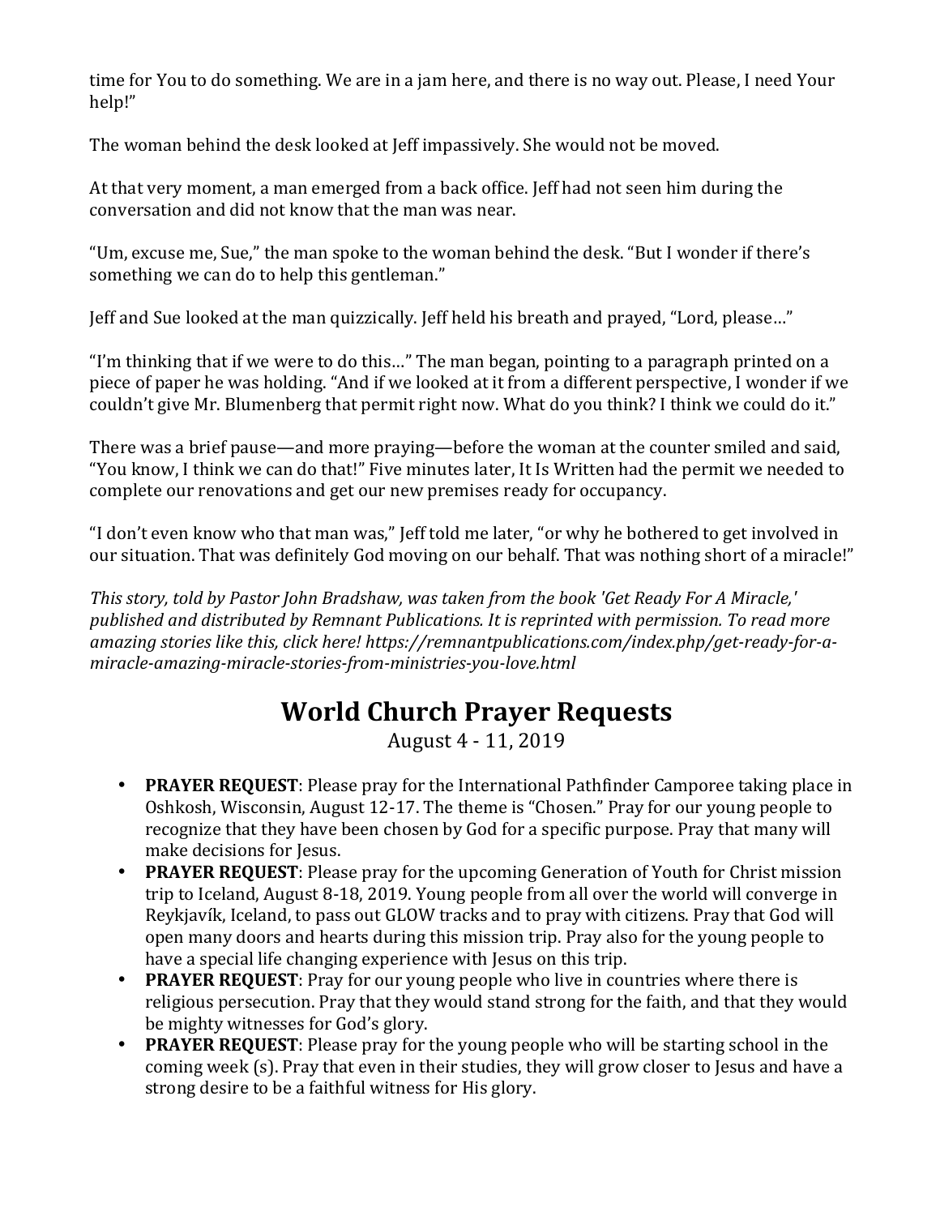time for You to do something. We are in a jam here, and there is no way out. Please, I need Your help!"

The woman behind the desk looked at Jeff impassively. She would not be moved.

At that very moment, a man emerged from a back office. Jeff had not seen him during the conversation and did not know that the man was near.

"Um, excuse me, Sue," the man spoke to the woman behind the desk. "But I wonder if there's something we can do to help this gentleman."

Jeff and Sue looked at the man quizzically. Jeff held his breath and prayed, "Lord, please…"

"I'm thinking that if we were to do this…" The man began, pointing to a paragraph printed on a piece of paper he was holding. "And if we looked at it from a different perspective, I wonder if we couldn't give Mr. Blumenberg that permit right now. What do you think? I think we could do it."

There was a brief pause—and more praying—before the woman at the counter smiled and said, "You know, I think we can do that!" Five minutes later, It Is Written had the permit we needed to complete our renovations and get our new premises ready for occupancy.

"I don't even know who that man was," Jeff told me later, "or why he bothered to get involved in our situation. That was definitely God moving on our behalf. That was nothing short of a miracle!"

*This story, told by Pastor John Bradshaw, was taken from the book 'Get Ready For A Miracle,' published and distributed by Remnant Publications. It is reprinted with permission. To read more amazing stories like this, click here! https://remnantpublications.com/index.php/get-ready-for-a-miracle-amazing-miracle-stories-from-ministries-you-love.html*

# World Church Prayer Requests

August 4 - 11, 2019

- **PRAYER REQUEST**: Please pray for the International Pathfinder Camporee taking place in Oshkosh, Wisconsin, August 12-17. The theme is "Chosen." Pray for our young people to recognize that they have been chosen by God for a specific purpose. Pray that many will make decisions for Jesus.
- **PRAYER REQUEST**: Please pray for the upcoming Generation of Youth for Christ mission trip to Iceland, August 8-18, 2019. Young people from all over the world will converge in Reykjavík, Iceland, to pass out GLOW tracks and to pray with citizens. Pray that God will open many doors and hearts during this mission trip. Pray also for the young people to have a special life changing experience with Jesus on this trip.
- **PRAYER REQUEST**: Pray for our young people who live in countries where there is religious persecution. Pray that they would stand strong for the faith, and that they would be mighty witnesses for God's glory.
- **PRAYER REQUEST**: Please pray for the young people who will be starting school in the coming week (s). Pray that even in their studies, they will grow closer to Jesus and have a strong desire to be a faithful witness for His glory.